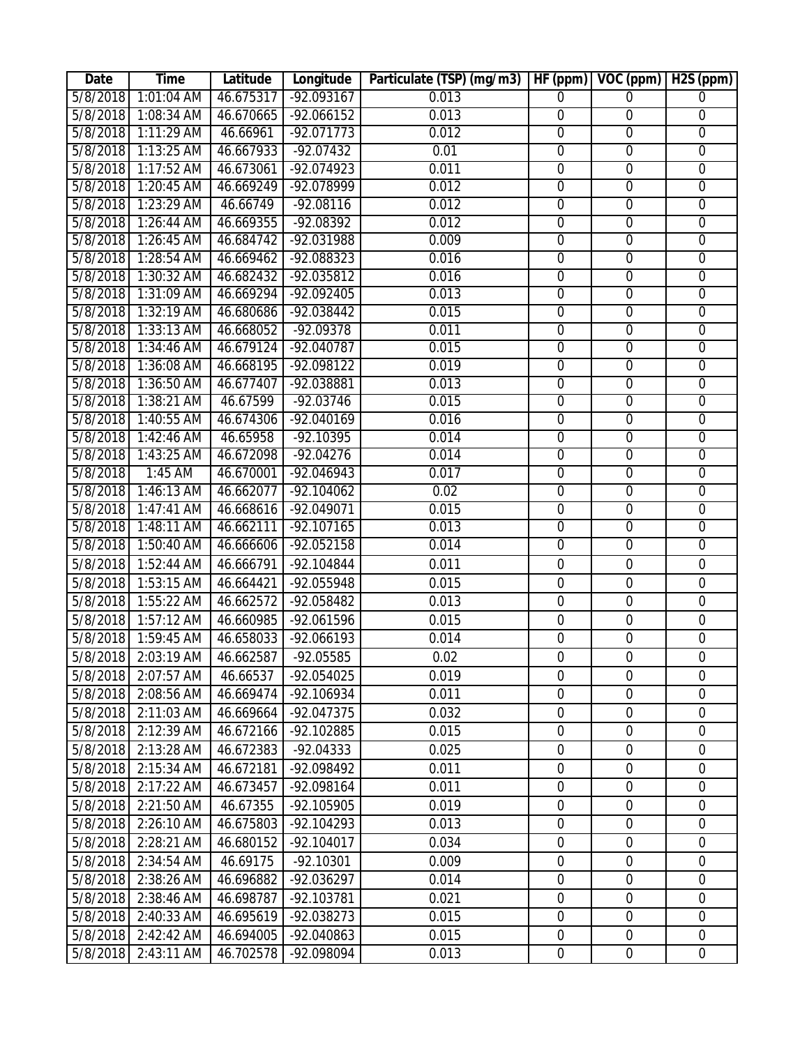| Date | Time | Latitude | Longitude | Particulate (TSP) (mg/m3) | HF (ppm) | VOC (ppm) | H2S (ppm) |
|---|---|---|---|---|---|---|---|
| 5/8/2018 | 1:01:04 AM | 46.675317 | -92.093167 | 0.013 | 0 | 0 | 0 |
| 5/8/2018 | 1:08:34 AM | 46.670665 | -92.066152 | 0.013 | 0 | 0 | 0 |
| 5/8/2018 | 1:11:29 AM | 46.66961 | -92.071773 | 0.012 | 0 | 0 | 0 |
| 5/8/2018 | 1:13:25 AM | 46.667933 | -92.07432 | 0.01 | 0 | 0 | 0 |
| 5/8/2018 | 1:17:52 AM | 46.673061 | -92.074923 | 0.011 | 0 | 0 | 0 |
| 5/8/2018 | 1:20:45 AM | 46.669249 | -92.078999 | 0.012 | 0 | 0 | 0 |
| 5/8/2018 | 1:23:29 AM | 46.66749 | -92.08116 | 0.012 | 0 | 0 | 0 |
| 5/8/2018 | 1:26:44 AM | 46.669355 | -92.08392 | 0.012 | 0 | 0 | 0 |
| 5/8/2018 | 1:26:45 AM | 46.684742 | -92.031988 | 0.009 | 0 | 0 | 0 |
| 5/8/2018 | 1:28:54 AM | 46.669462 | -92.088323 | 0.016 | 0 | 0 | 0 |
| 5/8/2018 | 1:30:32 AM | 46.682432 | -92.035812 | 0.016 | 0 | 0 | 0 |
| 5/8/2018 | 1:31:09 AM | 46.669294 | -92.092405 | 0.013 | 0 | 0 | 0 |
| 5/8/2018 | 1:32:19 AM | 46.680686 | -92.038442 | 0.015 | 0 | 0 | 0 |
| 5/8/2018 | 1:33:13 AM | 46.668052 | -92.09378 | 0.011 | 0 | 0 | 0 |
| 5/8/2018 | 1:34:46 AM | 46.679124 | -92.040787 | 0.015 | 0 | 0 | 0 |
| 5/8/2018 | 1:36:08 AM | 46.668195 | -92.098122 | 0.019 | 0 | 0 | 0 |
| 5/8/2018 | 1:36:50 AM | 46.677407 | -92.038881 | 0.013 | 0 | 0 | 0 |
| 5/8/2018 | 1:38:21 AM | 46.67599 | -92.03746 | 0.015 | 0 | 0 | 0 |
| 5/8/2018 | 1:40:55 AM | 46.674306 | -92.040169 | 0.016 | 0 | 0 | 0 |
| 5/8/2018 | 1:42:46 AM | 46.65958 | -92.10395 | 0.014 | 0 | 0 | 0 |
| 5/8/2018 | 1:43:25 AM | 46.672098 | -92.04276 | 0.014 | 0 | 0 | 0 |
| 5/8/2018 | 1:45 AM | 46.670001 | -92.046943 | 0.017 | 0 | 0 | 0 |
| 5/8/2018 | 1:46:13 AM | 46.662077 | -92.104062 | 0.02 | 0 | 0 | 0 |
| 5/8/2018 | 1:47:41 AM | 46.668616 | -92.049071 | 0.015 | 0 | 0 | 0 |
| 5/8/2018 | 1:48:11 AM | 46.662111 | -92.107165 | 0.013 | 0 | 0 | 0 |
| 5/8/2018 | 1:50:40 AM | 46.666606 | -92.052158 | 0.014 | 0 | 0 | 0 |
| 5/8/2018 | 1:52:44 AM | 46.666791 | -92.104844 | 0.011 | 0 | 0 | 0 |
| 5/8/2018 | 1:53:15 AM | 46.664421 | -92.055948 | 0.015 | 0 | 0 | 0 |
| 5/8/2018 | 1:55:22 AM | 46.662572 | -92.058482 | 0.013 | 0 | 0 | 0 |
| 5/8/2018 | 1:57:12 AM | 46.660985 | -92.061596 | 0.015 | 0 | 0 | 0 |
| 5/8/2018 | 1:59:45 AM | 46.658033 | -92.066193 | 0.014 | 0 | 0 | 0 |
| 5/8/2018 | 2:03:19 AM | 46.662587 | -92.05585 | 0.02 | 0 | 0 | 0 |
| 5/8/2018 | 2:07:57 AM | 46.66537 | -92.054025 | 0.019 | 0 | 0 | 0 |
| 5/8/2018 | 2:08:56 AM | 46.669474 | -92.106934 | 0.011 | 0 | 0 | 0 |
| 5/8/2018 | 2:11:03 AM | 46.669664 | -92.047375 | 0.032 | 0 | 0 | 0 |
| 5/8/2018 | 2:12:39 AM | 46.672166 | -92.102885 | 0.015 | 0 | 0 | 0 |
| 5/8/2018 | 2:13:28 AM | 46.672383 | -92.04333 | 0.025 | 0 | 0 | 0 |
| 5/8/2018 | 2:15:34 AM | 46.672181 | -92.098492 | 0.011 | 0 | 0 | 0 |
| 5/8/2018 | 2:17:22 AM | 46.673457 | -92.098164 | 0.011 | 0 | 0 | 0 |
| 5/8/2018 | 2:21:50 AM | 46.67355 | -92.105905 | 0.019 | 0 | 0 | 0 |
| 5/8/2018 | 2:26:10 AM | 46.675803 | -92.104293 | 0.013 | 0 | 0 | 0 |
| 5/8/2018 | 2:28:21 AM | 46.680152 | -92.104017 | 0.034 | 0 | 0 | 0 |
| 5/8/2018 | 2:34:54 AM | 46.69175 | -92.10301 | 0.009 | 0 | 0 | 0 |
| 5/8/2018 | 2:38:26 AM | 46.696882 | -92.036297 | 0.014 | 0 | 0 | 0 |
| 5/8/2018 | 2:38:46 AM | 46.698787 | -92.103781 | 0.021 | 0 | 0 | 0 |
| 5/8/2018 | 2:40:33 AM | 46.695619 | -92.038273 | 0.015 | 0 | 0 | 0 |
| 5/8/2018 | 2:42:42 AM | 46.694005 | -92.040863 | 0.015 | 0 | 0 | 0 |
| 5/8/2018 | 2:43:11 AM | 46.702578 | -92.098094 | 0.013 | 0 | 0 | 0 |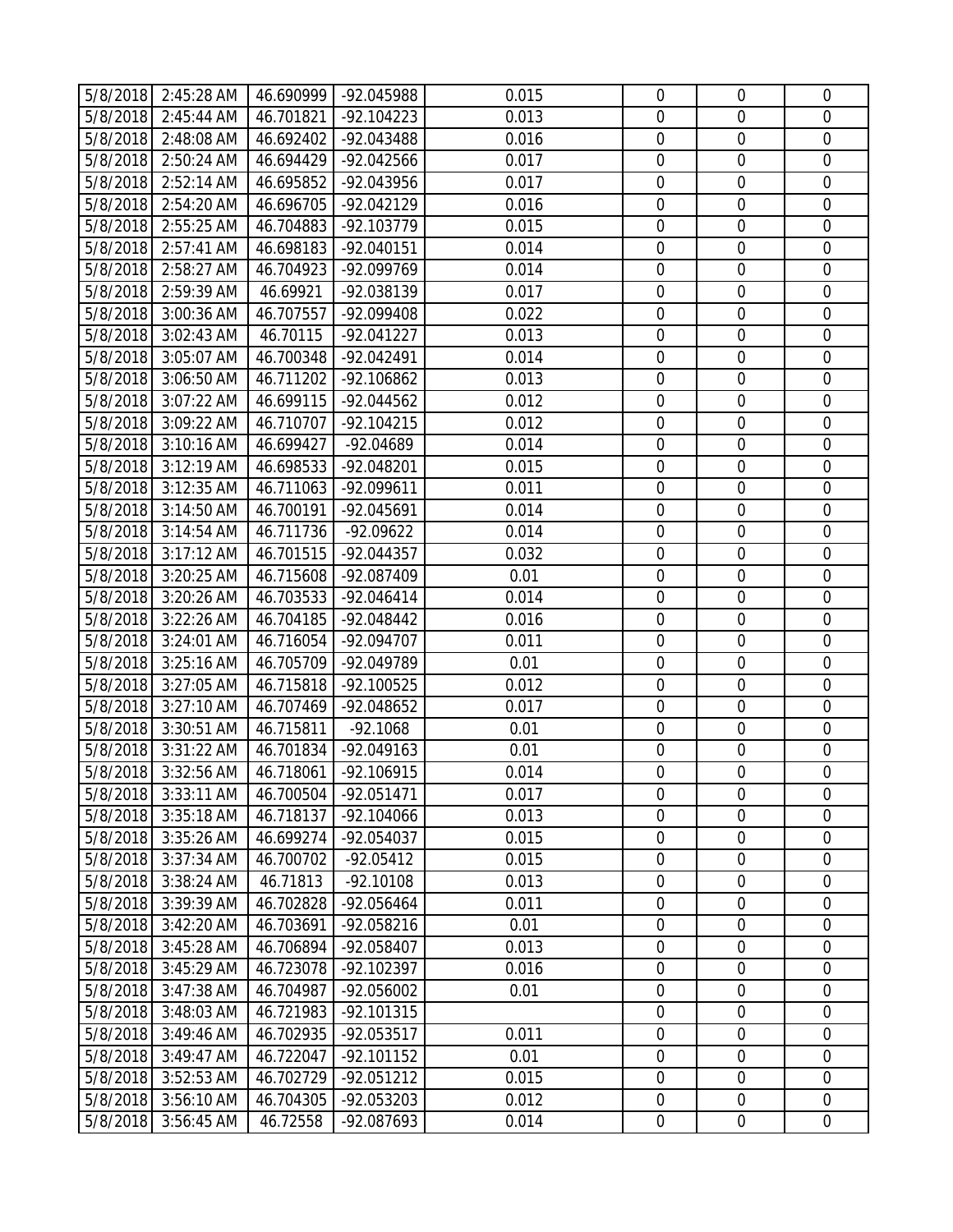| 5/8/2018 | 2:45:28 AM | 46.690999 | -92.045988 | 0.015 | 0 | 0 | 0 |
|---|---|---|---|---|---|---|---|
| 5/8/2018 | 2:45:44 AM | 46.701821 | -92.104223 | 0.013 | 0 | 0 | 0 |
| 5/8/2018 | 2:48:08 AM | 46.692402 | -92.043488 | 0.016 | 0 | 0 | 0 |
| 5/8/2018 | 2:50:24 AM | 46.694429 | -92.042566 | 0.017 | 0 | 0 | 0 |
| 5/8/2018 | 2:52:14 AM | 46.695852 | -92.043956 | 0.017 | 0 | 0 | 0 |
| 5/8/2018 | 2:54:20 AM | 46.696705 | -92.042129 | 0.016 | 0 | 0 | 0 |
| 5/8/2018 | 2:55:25 AM | 46.704883 | -92.103779 | 0.015 | 0 | 0 | 0 |
| 5/8/2018 | 2:57:41 AM | 46.698183 | -92.040151 | 0.014 | 0 | 0 | 0 |
| 5/8/2018 | 2:58:27 AM | 46.704923 | -92.099769 | 0.014 | 0 | 0 | 0 |
| 5/8/2018 | 2:59:39 AM | 46.69921 | -92.038139 | 0.017 | 0 | 0 | 0 |
| 5/8/2018 | 3:00:36 AM | 46.707557 | -92.099408 | 0.022 | 0 | 0 | 0 |
| 5/8/2018 | 3:02:43 AM | 46.70115 | -92.041227 | 0.013 | 0 | 0 | 0 |
| 5/8/2018 | 3:05:07 AM | 46.700348 | -92.042491 | 0.014 | 0 | 0 | 0 |
| 5/8/2018 | 3:06:50 AM | 46.711202 | -92.106862 | 0.013 | 0 | 0 | 0 |
| 5/8/2018 | 3:07:22 AM | 46.699115 | -92.044562 | 0.012 | 0 | 0 | 0 |
| 5/8/2018 | 3:09:22 AM | 46.710707 | -92.104215 | 0.012 | 0 | 0 | 0 |
| 5/8/2018 | 3:10:16 AM | 46.699427 | -92.04689 | 0.014 | 0 | 0 | 0 |
| 5/8/2018 | 3:12:19 AM | 46.698533 | -92.048201 | 0.015 | 0 | 0 | 0 |
| 5/8/2018 | 3:12:35 AM | 46.711063 | -92.099611 | 0.011 | 0 | 0 | 0 |
| 5/8/2018 | 3:14:50 AM | 46.700191 | -92.045691 | 0.014 | 0 | 0 | 0 |
| 5/8/2018 | 3:14:54 AM | 46.711736 | -92.09622 | 0.014 | 0 | 0 | 0 |
| 5/8/2018 | 3:17:12 AM | 46.701515 | -92.044357 | 0.032 | 0 | 0 | 0 |
| 5/8/2018 | 3:20:25 AM | 46.715608 | -92.087409 | 0.01 | 0 | 0 | 0 |
| 5/8/2018 | 3:20:26 AM | 46.703533 | -92.046414 | 0.014 | 0 | 0 | 0 |
| 5/8/2018 | 3:22:26 AM | 46.704185 | -92.048442 | 0.016 | 0 | 0 | 0 |
| 5/8/2018 | 3:24:01 AM | 46.716054 | -92.094707 | 0.011 | 0 | 0 | 0 |
| 5/8/2018 | 3:25:16 AM | 46.705709 | -92.049789 | 0.01 | 0 | 0 | 0 |
| 5/8/2018 | 3:27:05 AM | 46.715818 | -92.100525 | 0.012 | 0 | 0 | 0 |
| 5/8/2018 | 3:27:10 AM | 46.707469 | -92.048652 | 0.017 | 0 | 0 | 0 |
| 5/8/2018 | 3:30:51 AM | 46.715811 | -92.1068 | 0.01 | 0 | 0 | 0 |
| 5/8/2018 | 3:31:22 AM | 46.701834 | -92.049163 | 0.01 | 0 | 0 | 0 |
| 5/8/2018 | 3:32:56 AM | 46.718061 | -92.106915 | 0.014 | 0 | 0 | 0 |
| 5/8/2018 | 3:33:11 AM | 46.700504 | -92.051471 | 0.017 | 0 | 0 | 0 |
| 5/8/2018 | 3:35:18 AM | 46.718137 | -92.104066 | 0.013 | 0 | 0 | 0 |
| 5/8/2018 | 3:35:26 AM | 46.699274 | -92.054037 | 0.015 | 0 | 0 | 0 |
| 5/8/2018 | 3:37:34 AM | 46.700702 | -92.05412 | 0.015 | 0 | 0 | 0 |
| 5/8/2018 | 3:38:24 AM | 46.71813 | -92.10108 | 0.013 | 0 | 0 | 0 |
| 5/8/2018 | 3:39:39 AM | 46.702828 | -92.056464 | 0.011 | 0 | 0 | 0 |
| 5/8/2018 | 3:42:20 AM | 46.703691 | -92.058216 | 0.01 | 0 | 0 | 0 |
| 5/8/2018 | 3:45:28 AM | 46.706894 | -92.058407 | 0.013 | 0 | 0 | 0 |
| 5/8/2018 | 3:45:29 AM | 46.723078 | -92.102397 | 0.016 | 0 | 0 | 0 |
| 5/8/2018 | 3:47:38 AM | 46.704987 | -92.056002 | 0.01 | 0 | 0 | 0 |
| 5/8/2018 | 3:48:03 AM | 46.721983 | -92.101315 | | 0 | 0 | 0 |
| 5/8/2018 | 3:49:46 AM | 46.702935 | -92.053517 | 0.011 | 0 | 0 | 0 |
| 5/8/2018 | 3:49:47 AM | 46.722047 | -92.101152 | 0.01 | 0 | 0 | 0 |
| 5/8/2018 | 3:52:53 AM | 46.702729 | -92.051212 | 0.015 | 0 | 0 | 0 |
| 5/8/2018 | 3:56:10 AM | 46.704305 | -92.053203 | 0.012 | 0 | 0 | 0 |
| 5/8/2018 | 3:56:45 AM | 46.72558 | -92.087693 | 0.014 | 0 | 0 | 0 |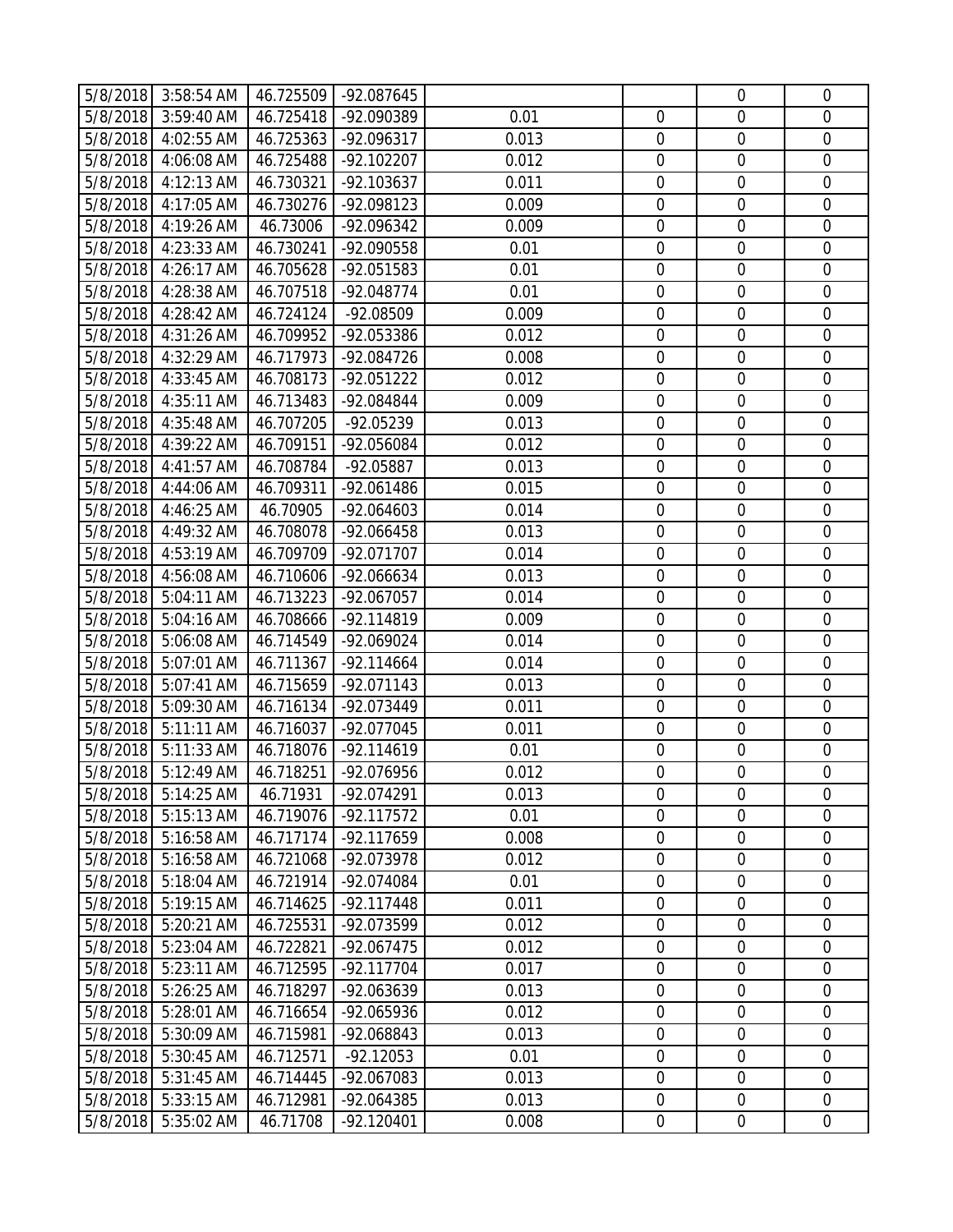| | | | | | | | |
|---|---|---|---|---|---|---|---|
| 5/8/2018 | 3:58:54 AM | 46.725509 | -92.087645 | | | 0 | 0 |
| 5/8/2018 | 3:59:40 AM | 46.725418 | -92.090389 | 0.01 | 0 | 0 | 0 |
| 5/8/2018 | 4:02:55 AM | 46.725363 | -92.096317 | 0.013 | 0 | 0 | 0 |
| 5/8/2018 | 4:06:08 AM | 46.725488 | -92.102207 | 0.012 | 0 | 0 | 0 |
| 5/8/2018 | 4:12:13 AM | 46.730321 | -92.103637 | 0.011 | 0 | 0 | 0 |
| 5/8/2018 | 4:17:05 AM | 46.730276 | -92.098123 | 0.009 | 0 | 0 | 0 |
| 5/8/2018 | 4:19:26 AM | 46.73006 | -92.096342 | 0.009 | 0 | 0 | 0 |
| 5/8/2018 | 4:23:33 AM | 46.730241 | -92.090558 | 0.01 | 0 | 0 | 0 |
| 5/8/2018 | 4:26:17 AM | 46.705628 | -92.051583 | 0.01 | 0 | 0 | 0 |
| 5/8/2018 | 4:28:38 AM | 46.707518 | -92.048774 | 0.01 | 0 | 0 | 0 |
| 5/8/2018 | 4:28:42 AM | 46.724124 | -92.08509 | 0.009 | 0 | 0 | 0 |
| 5/8/2018 | 4:31:26 AM | 46.709952 | -92.053386 | 0.012 | 0 | 0 | 0 |
| 5/8/2018 | 4:32:29 AM | 46.717973 | -92.084726 | 0.008 | 0 | 0 | 0 |
| 5/8/2018 | 4:33:45 AM | 46.708173 | -92.051222 | 0.012 | 0 | 0 | 0 |
| 5/8/2018 | 4:35:11 AM | 46.713483 | -92.084844 | 0.009 | 0 | 0 | 0 |
| 5/8/2018 | 4:35:48 AM | 46.707205 | -92.05239 | 0.013 | 0 | 0 | 0 |
| 5/8/2018 | 4:39:22 AM | 46.709151 | -92.056084 | 0.012 | 0 | 0 | 0 |
| 5/8/2018 | 4:41:57 AM | 46.708784 | -92.05887 | 0.013 | 0 | 0 | 0 |
| 5/8/2018 | 4:44:06 AM | 46.709311 | -92.061486 | 0.015 | 0 | 0 | 0 |
| 5/8/2018 | 4:46:25 AM | 46.70905 | -92.064603 | 0.014 | 0 | 0 | 0 |
| 5/8/2018 | 4:49:32 AM | 46.708078 | -92.066458 | 0.013 | 0 | 0 | 0 |
| 5/8/2018 | 4:53:19 AM | 46.709709 | -92.071707 | 0.014 | 0 | 0 | 0 |
| 5/8/2018 | 4:56:08 AM | 46.710606 | -92.066634 | 0.013 | 0 | 0 | 0 |
| 5/8/2018 | 5:04:11 AM | 46.713223 | -92.067057 | 0.014 | 0 | 0 | 0 |
| 5/8/2018 | 5:04:16 AM | 46.708666 | -92.114819 | 0.009 | 0 | 0 | 0 |
| 5/8/2018 | 5:06:08 AM | 46.714549 | -92.069024 | 0.014 | 0 | 0 | 0 |
| 5/8/2018 | 5:07:01 AM | 46.711367 | -92.114664 | 0.014 | 0 | 0 | 0 |
| 5/8/2018 | 5:07:41 AM | 46.715659 | -92.071143 | 0.013 | 0 | 0 | 0 |
| 5/8/2018 | 5:09:30 AM | 46.716134 | -92.073449 | 0.011 | 0 | 0 | 0 |
| 5/8/2018 | 5:11:11 AM | 46.716037 | -92.077045 | 0.011 | 0 | 0 | 0 |
| 5/8/2018 | 5:11:33 AM | 46.718076 | -92.114619 | 0.01 | 0 | 0 | 0 |
| 5/8/2018 | 5:12:49 AM | 46.718251 | -92.076956 | 0.012 | 0 | 0 | 0 |
| 5/8/2018 | 5:14:25 AM | 46.71931 | -92.074291 | 0.013 | 0 | 0 | 0 |
| 5/8/2018 | 5:15:13 AM | 46.719076 | -92.117572 | 0.01 | 0 | 0 | 0 |
| 5/8/2018 | 5:16:58 AM | 46.717174 | -92.117659 | 0.008 | 0 | 0 | 0 |
| 5/8/2018 | 5:16:58 AM | 46.721068 | -92.073978 | 0.012 | 0 | 0 | 0 |
| 5/8/2018 | 5:18:04 AM | 46.721914 | -92.074084 | 0.01 | 0 | 0 | 0 |
| 5/8/2018 | 5:19:15 AM | 46.714625 | -92.117448 | 0.011 | 0 | 0 | 0 |
| 5/8/2018 | 5:20:21 AM | 46.725531 | -92.073599 | 0.012 | 0 | 0 | 0 |
| 5/8/2018 | 5:23:04 AM | 46.722821 | -92.067475 | 0.012 | 0 | 0 | 0 |
| 5/8/2018 | 5:23:11 AM | 46.712595 | -92.117704 | 0.017 | 0 | 0 | 0 |
| 5/8/2018 | 5:26:25 AM | 46.718297 | -92.063639 | 0.013 | 0 | 0 | 0 |
| 5/8/2018 | 5:28:01 AM | 46.716654 | -92.065936 | 0.012 | 0 | 0 | 0 |
| 5/8/2018 | 5:30:09 AM | 46.715981 | -92.068843 | 0.013 | 0 | 0 | 0 |
| 5/8/2018 | 5:30:45 AM | 46.712571 | -92.12053 | 0.01 | 0 | 0 | 0 |
| 5/8/2018 | 5:31:45 AM | 46.714445 | -92.067083 | 0.013 | 0 | 0 | 0 |
| 5/8/2018 | 5:33:15 AM | 46.712981 | -92.064385 | 0.013 | 0 | 0 | 0 |
| 5/8/2018 | 5:35:02 AM | 46.71708 | -92.120401 | 0.008 | 0 | 0 | 0 |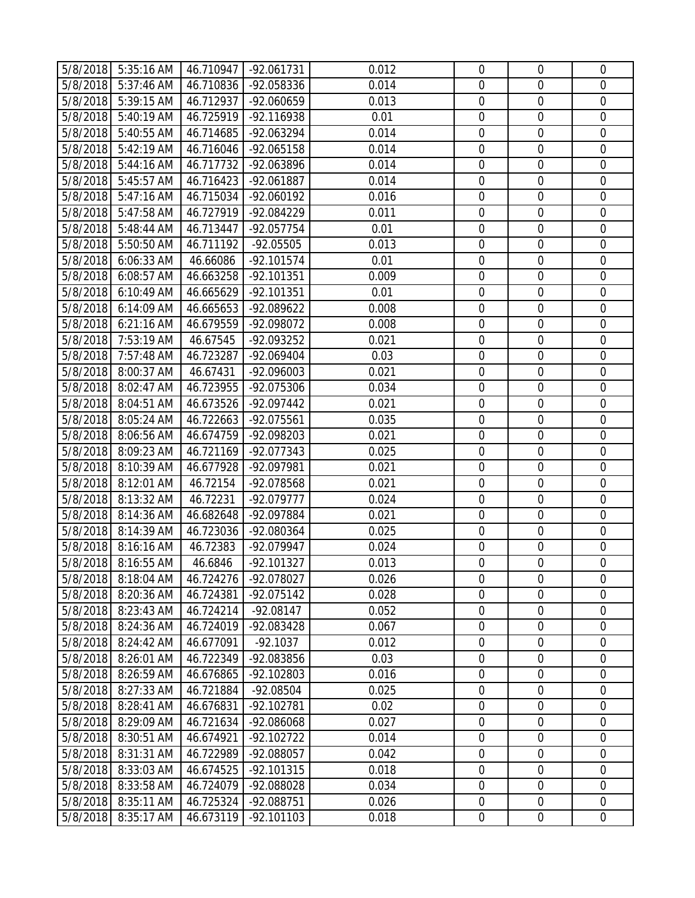| | | | | | | | |
|---|---|---|---|---|---|---|---|
| 5/8/2018 | 5:35:16 AM | 46.710947 | -92.061731 | 0.012 | 0 | 0 | 0 |
| 5/8/2018 | 5:37:46 AM | 46.710836 | -92.058336 | 0.014 | 0 | 0 | 0 |
| 5/8/2018 | 5:39:15 AM | 46.712937 | -92.060659 | 0.013 | 0 | 0 | 0 |
| 5/8/2018 | 5:40:19 AM | 46.725919 | -92.116938 | 0.01 | 0 | 0 | 0 |
| 5/8/2018 | 5:40:55 AM | 46.714685 | -92.063294 | 0.014 | 0 | 0 | 0 |
| 5/8/2018 | 5:42:19 AM | 46.716046 | -92.065158 | 0.014 | 0 | 0 | 0 |
| 5/8/2018 | 5:44:16 AM | 46.717732 | -92.063896 | 0.014 | 0 | 0 | 0 |
| 5/8/2018 | 5:45:57 AM | 46.716423 | -92.061887 | 0.014 | 0 | 0 | 0 |
| 5/8/2018 | 5:47:16 AM | 46.715034 | -92.060192 | 0.016 | 0 | 0 | 0 |
| 5/8/2018 | 5:47:58 AM | 46.727919 | -92.084229 | 0.011 | 0 | 0 | 0 |
| 5/8/2018 | 5:48:44 AM | 46.713447 | -92.057754 | 0.01 | 0 | 0 | 0 |
| 5/8/2018 | 5:50:50 AM | 46.711192 | -92.05505 | 0.013 | 0 | 0 | 0 |
| 5/8/2018 | 6:06:33 AM | 46.66086 | -92.101574 | 0.01 | 0 | 0 | 0 |
| 5/8/2018 | 6:08:57 AM | 46.663258 | -92.101351 | 0.009 | 0 | 0 | 0 |
| 5/8/2018 | 6:10:49 AM | 46.665629 | -92.101351 | 0.01 | 0 | 0 | 0 |
| 5/8/2018 | 6:14:09 AM | 46.665653 | -92.089622 | 0.008 | 0 | 0 | 0 |
| 5/8/2018 | 6:21:16 AM | 46.679559 | -92.098072 | 0.008 | 0 | 0 | 0 |
| 5/8/2018 | 7:53:19 AM | 46.67545 | -92.093252 | 0.021 | 0 | 0 | 0 |
| 5/8/2018 | 7:57:48 AM | 46.723287 | -92.069404 | 0.03 | 0 | 0 | 0 |
| 5/8/2018 | 8:00:37 AM | 46.67431 | -92.096003 | 0.021 | 0 | 0 | 0 |
| 5/8/2018 | 8:02:47 AM | 46.723955 | -92.075306 | 0.034 | 0 | 0 | 0 |
| 5/8/2018 | 8:04:51 AM | 46.673526 | -92.097442 | 0.021 | 0 | 0 | 0 |
| 5/8/2018 | 8:05:24 AM | 46.722663 | -92.075561 | 0.035 | 0 | 0 | 0 |
| 5/8/2018 | 8:06:56 AM | 46.674759 | -92.098203 | 0.021 | 0 | 0 | 0 |
| 5/8/2018 | 8:09:23 AM | 46.721169 | -92.077343 | 0.025 | 0 | 0 | 0 |
| 5/8/2018 | 8:10:39 AM | 46.677928 | -92.097981 | 0.021 | 0 | 0 | 0 |
| 5/8/2018 | 8:12:01 AM | 46.72154 | -92.078568 | 0.021 | 0 | 0 | 0 |
| 5/8/2018 | 8:13:32 AM | 46.72231 | -92.079777 | 0.024 | 0 | 0 | 0 |
| 5/8/2018 | 8:14:36 AM | 46.682648 | -92.097884 | 0.021 | 0 | 0 | 0 |
| 5/8/2018 | 8:14:39 AM | 46.723036 | -92.080364 | 0.025 | 0 | 0 | 0 |
| 5/8/2018 | 8:16:16 AM | 46.72383 | -92.079947 | 0.024 | 0 | 0 | 0 |
| 5/8/2018 | 8:16:55 AM | 46.6846 | -92.101327 | 0.013 | 0 | 0 | 0 |
| 5/8/2018 | 8:18:04 AM | 46.724276 | -92.078027 | 0.026 | 0 | 0 | 0 |
| 5/8/2018 | 8:20:36 AM | 46.724381 | -92.075142 | 0.028 | 0 | 0 | 0 |
| 5/8/2018 | 8:23:43 AM | 46.724214 | -92.08147 | 0.052 | 0 | 0 | 0 |
| 5/8/2018 | 8:24:36 AM | 46.724019 | -92.083428 | 0.067 | 0 | 0 | 0 |
| 5/8/2018 | 8:24:42 AM | 46.677091 | -92.1037 | 0.012 | 0 | 0 | 0 |
| 5/8/2018 | 8:26:01 AM | 46.722349 | -92.083856 | 0.03 | 0 | 0 | 0 |
| 5/8/2018 | 8:26:59 AM | 46.676865 | -92.102803 | 0.016 | 0 | 0 | 0 |
| 5/8/2018 | 8:27:33 AM | 46.721884 | -92.08504 | 0.025 | 0 | 0 | 0 |
| 5/8/2018 | 8:28:41 AM | 46.676831 | -92.102781 | 0.02 | 0 | 0 | 0 |
| 5/8/2018 | 8:29:09 AM | 46.721634 | -92.086068 | 0.027 | 0 | 0 | 0 |
| 5/8/2018 | 8:30:51 AM | 46.674921 | -92.102722 | 0.014 | 0 | 0 | 0 |
| 5/8/2018 | 8:31:31 AM | 46.722989 | -92.088057 | 0.042 | 0 | 0 | 0 |
| 5/8/2018 | 8:33:03 AM | 46.674525 | -92.101315 | 0.018 | 0 | 0 | 0 |
| 5/8/2018 | 8:33:58 AM | 46.724079 | -92.088028 | 0.034 | 0 | 0 | 0 |
| 5/8/2018 | 8:35:11 AM | 46.725324 | -92.088751 | 0.026 | 0 | 0 | 0 |
| 5/8/2018 | 8:35:17 AM | 46.673119 | -92.101103 | 0.018 | 0 | 0 | 0 |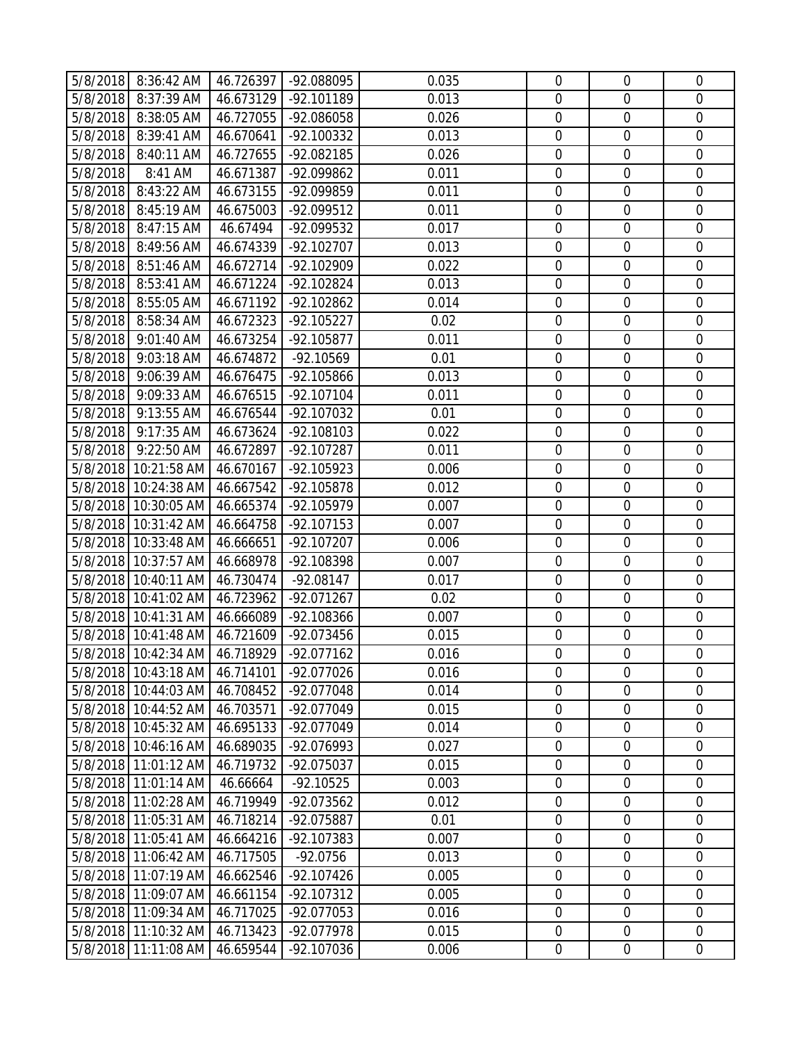| | | | | | | | |
|---|---|---|---|---|---|---|---|
| 5/8/2018 | 8:36:42 AM | 46.726397 | -92.088095 | 0.035 | 0 | 0 | 0 |
| 5/8/2018 | 8:37:39 AM | 46.673129 | -92.101189 | 0.013 | 0 | 0 | 0 |
| 5/8/2018 | 8:38:05 AM | 46.727055 | -92.086058 | 0.026 | 0 | 0 | 0 |
| 5/8/2018 | 8:39:41 AM | 46.670641 | -92.100332 | 0.013 | 0 | 0 | 0 |
| 5/8/2018 | 8:40:11 AM | 46.727655 | -92.082185 | 0.026 | 0 | 0 | 0 |
| 5/8/2018 | 8:41 AM | 46.671387 | -92.099862 | 0.011 | 0 | 0 | 0 |
| 5/8/2018 | 8:43:22 AM | 46.673155 | -92.099859 | 0.011 | 0 | 0 | 0 |
| 5/8/2018 | 8:45:19 AM | 46.675003 | -92.099512 | 0.011 | 0 | 0 | 0 |
| 5/8/2018 | 8:47:15 AM | 46.67494 | -92.099532 | 0.017 | 0 | 0 | 0 |
| 5/8/2018 | 8:49:56 AM | 46.674339 | -92.102707 | 0.013 | 0 | 0 | 0 |
| 5/8/2018 | 8:51:46 AM | 46.672714 | -92.102909 | 0.022 | 0 | 0 | 0 |
| 5/8/2018 | 8:53:41 AM | 46.671224 | -92.102824 | 0.013 | 0 | 0 | 0 |
| 5/8/2018 | 8:55:05 AM | 46.671192 | -92.102862 | 0.014 | 0 | 0 | 0 |
| 5/8/2018 | 8:58:34 AM | 46.672323 | -92.105227 | 0.02 | 0 | 0 | 0 |
| 5/8/2018 | 9:01:40 AM | 46.673254 | -92.105877 | 0.011 | 0 | 0 | 0 |
| 5/8/2018 | 9:03:18 AM | 46.674872 | -92.10569 | 0.01 | 0 | 0 | 0 |
| 5/8/2018 | 9:06:39 AM | 46.676475 | -92.105866 | 0.013 | 0 | 0 | 0 |
| 5/8/2018 | 9:09:33 AM | 46.676515 | -92.107104 | 0.011 | 0 | 0 | 0 |
| 5/8/2018 | 9:13:55 AM | 46.676544 | -92.107032 | 0.01 | 0 | 0 | 0 |
| 5/8/2018 | 9:17:35 AM | 46.673624 | -92.108103 | 0.022 | 0 | 0 | 0 |
| 5/8/2018 | 9:22:50 AM | 46.672897 | -92.107287 | 0.011 | 0 | 0 | 0 |
| 5/8/2018 | 10:21:58 AM | 46.670167 | -92.105923 | 0.006 | 0 | 0 | 0 |
| 5/8/2018 | 10:24:38 AM | 46.667542 | -92.105878 | 0.012 | 0 | 0 | 0 |
| 5/8/2018 | 10:30:05 AM | 46.665374 | -92.105979 | 0.007 | 0 | 0 | 0 |
| 5/8/2018 | 10:31:42 AM | 46.664758 | -92.107153 | 0.007 | 0 | 0 | 0 |
| 5/8/2018 | 10:33:48 AM | 46.666651 | -92.107207 | 0.006 | 0 | 0 | 0 |
| 5/8/2018 | 10:37:57 AM | 46.668978 | -92.108398 | 0.007 | 0 | 0 | 0 |
| 5/8/2018 | 10:40:11 AM | 46.730474 | -92.08147 | 0.017 | 0 | 0 | 0 |
| 5/8/2018 | 10:41:02 AM | 46.723962 | -92.071267 | 0.02 | 0 | 0 | 0 |
| 5/8/2018 | 10:41:31 AM | 46.666089 | -92.108366 | 0.007 | 0 | 0 | 0 |
| 5/8/2018 | 10:41:48 AM | 46.721609 | -92.073456 | 0.015 | 0 | 0 | 0 |
| 5/8/2018 | 10:42:34 AM | 46.718929 | -92.077162 | 0.016 | 0 | 0 | 0 |
| 5/8/2018 | 10:43:18 AM | 46.714101 | -92.077026 | 0.016 | 0 | 0 | 0 |
| 5/8/2018 | 10:44:03 AM | 46.708452 | -92.077048 | 0.014 | 0 | 0 | 0 |
| 5/8/2018 | 10:44:52 AM | 46.703571 | -92.077049 | 0.015 | 0 | 0 | 0 |
| 5/8/2018 | 10:45:32 AM | 46.695133 | -92.077049 | 0.014 | 0 | 0 | 0 |
| 5/8/2018 | 10:46:16 AM | 46.689035 | -92.076993 | 0.027 | 0 | 0 | 0 |
| 5/8/2018 | 11:01:12 AM | 46.719732 | -92.075037 | 0.015 | 0 | 0 | 0 |
| 5/8/2018 | 11:01:14 AM | 46.66664 | -92.10525 | 0.003 | 0 | 0 | 0 |
| 5/8/2018 | 11:02:28 AM | 46.719949 | -92.073562 | 0.012 | 0 | 0 | 0 |
| 5/8/2018 | 11:05:31 AM | 46.718214 | -92.075887 | 0.01 | 0 | 0 | 0 |
| 5/8/2018 | 11:05:41 AM | 46.664216 | -92.107383 | 0.007 | 0 | 0 | 0 |
| 5/8/2018 | 11:06:42 AM | 46.717505 | -92.0756 | 0.013 | 0 | 0 | 0 |
| 5/8/2018 | 11:07:19 AM | 46.662546 | -92.107426 | 0.005 | 0 | 0 | 0 |
| 5/8/2018 | 11:09:07 AM | 46.661154 | -92.107312 | 0.005 | 0 | 0 | 0 |
| 5/8/2018 | 11:09:34 AM | 46.717025 | -92.077053 | 0.016 | 0 | 0 | 0 |
| 5/8/2018 | 11:10:32 AM | 46.713423 | -92.077978 | 0.015 | 0 | 0 | 0 |
| 5/8/2018 | 11:11:08 AM | 46.659544 | -92.107036 | 0.006 | 0 | 0 | 0 |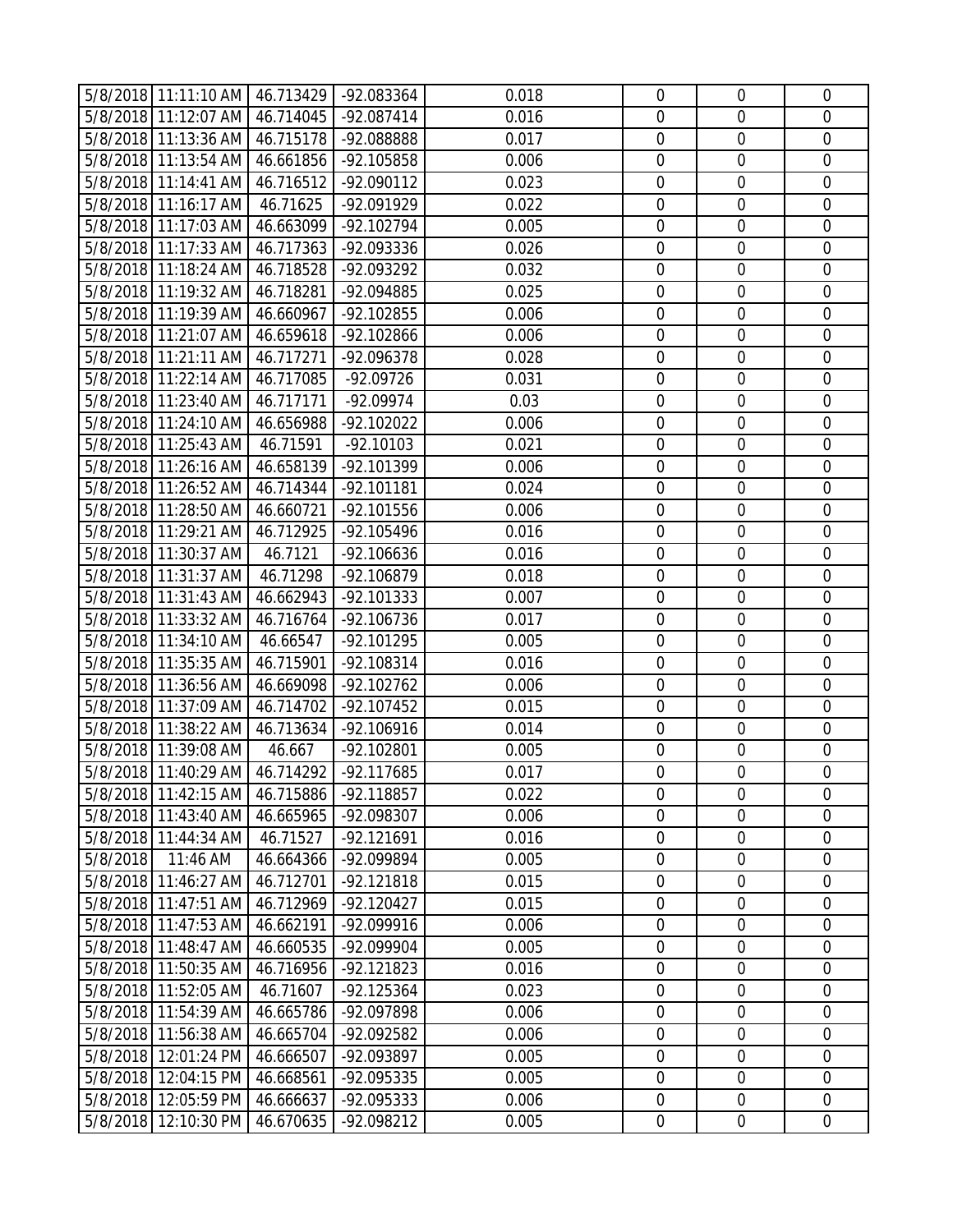| | | | | | | | |
|---|---|---|---|---|---|---|---|
| 5/8/2018 | 11:11:10 AM | 46.713429 | -92.083364 | 0.018 | 0 | 0 | 0 |
| 5/8/2018 | 11:12:07 AM | 46.714045 | -92.087414 | 0.016 | 0 | 0 | 0 |
| 5/8/2018 | 11:13:36 AM | 46.715178 | -92.088888 | 0.017 | 0 | 0 | 0 |
| 5/8/2018 | 11:13:54 AM | 46.661856 | -92.105858 | 0.006 | 0 | 0 | 0 |
| 5/8/2018 | 11:14:41 AM | 46.716512 | -92.090112 | 0.023 | 0 | 0 | 0 |
| 5/8/2018 | 11:16:17 AM | 46.71625 | -92.091929 | 0.022 | 0 | 0 | 0 |
| 5/8/2018 | 11:17:03 AM | 46.663099 | -92.102794 | 0.005 | 0 | 0 | 0 |
| 5/8/2018 | 11:17:33 AM | 46.717363 | -92.093336 | 0.026 | 0 | 0 | 0 |
| 5/8/2018 | 11:18:24 AM | 46.718528 | -92.093292 | 0.032 | 0 | 0 | 0 |
| 5/8/2018 | 11:19:32 AM | 46.718281 | -92.094885 | 0.025 | 0 | 0 | 0 |
| 5/8/2018 | 11:19:39 AM | 46.660967 | -92.102855 | 0.006 | 0 | 0 | 0 |
| 5/8/2018 | 11:21:07 AM | 46.659618 | -92.102866 | 0.006 | 0 | 0 | 0 |
| 5/8/2018 | 11:21:11 AM | 46.717271 | -92.096378 | 0.028 | 0 | 0 | 0 |
| 5/8/2018 | 11:22:14 AM | 46.717085 | -92.09726 | 0.031 | 0 | 0 | 0 |
| 5/8/2018 | 11:23:40 AM | 46.717171 | -92.09974 | 0.03 | 0 | 0 | 0 |
| 5/8/2018 | 11:24:10 AM | 46.656988 | -92.102022 | 0.006 | 0 | 0 | 0 |
| 5/8/2018 | 11:25:43 AM | 46.71591 | -92.10103 | 0.021 | 0 | 0 | 0 |
| 5/8/2018 | 11:26:16 AM | 46.658139 | -92.101399 | 0.006 | 0 | 0 | 0 |
| 5/8/2018 | 11:26:52 AM | 46.714344 | -92.101181 | 0.024 | 0 | 0 | 0 |
| 5/8/2018 | 11:28:50 AM | 46.660721 | -92.101556 | 0.006 | 0 | 0 | 0 |
| 5/8/2018 | 11:29:21 AM | 46.712925 | -92.105496 | 0.016 | 0 | 0 | 0 |
| 5/8/2018 | 11:30:37 AM | 46.7121 | -92.106636 | 0.016 | 0 | 0 | 0 |
| 5/8/2018 | 11:31:37 AM | 46.71298 | -92.106879 | 0.018 | 0 | 0 | 0 |
| 5/8/2018 | 11:31:43 AM | 46.662943 | -92.101333 | 0.007 | 0 | 0 | 0 |
| 5/8/2018 | 11:33:32 AM | 46.716764 | -92.106736 | 0.017 | 0 | 0 | 0 |
| 5/8/2018 | 11:34:10 AM | 46.66547 | -92.101295 | 0.005 | 0 | 0 | 0 |
| 5/8/2018 | 11:35:35 AM | 46.715901 | -92.108314 | 0.016 | 0 | 0 | 0 |
| 5/8/2018 | 11:36:56 AM | 46.669098 | -92.102762 | 0.006 | 0 | 0 | 0 |
| 5/8/2018 | 11:37:09 AM | 46.714702 | -92.107452 | 0.015 | 0 | 0 | 0 |
| 5/8/2018 | 11:38:22 AM | 46.713634 | -92.106916 | 0.014 | 0 | 0 | 0 |
| 5/8/2018 | 11:39:08 AM | 46.667 | -92.102801 | 0.005 | 0 | 0 | 0 |
| 5/8/2018 | 11:40:29 AM | 46.714292 | -92.117685 | 0.017 | 0 | 0 | 0 |
| 5/8/2018 | 11:42:15 AM | 46.715886 | -92.118857 | 0.022 | 0 | 0 | 0 |
| 5/8/2018 | 11:43:40 AM | 46.665965 | -92.098307 | 0.006 | 0 | 0 | 0 |
| 5/8/2018 | 11:44:34 AM | 46.71527 | -92.121691 | 0.016 | 0 | 0 | 0 |
| 5/8/2018 | 11:46 AM | 46.664366 | -92.099894 | 0.005 | 0 | 0 | 0 |
| 5/8/2018 | 11:46:27 AM | 46.712701 | -92.121818 | 0.015 | 0 | 0 | 0 |
| 5/8/2018 | 11:47:51 AM | 46.712969 | -92.120427 | 0.015 | 0 | 0 | 0 |
| 5/8/2018 | 11:47:53 AM | 46.662191 | -92.099916 | 0.006 | 0 | 0 | 0 |
| 5/8/2018 | 11:48:47 AM | 46.660535 | -92.099904 | 0.005 | 0 | 0 | 0 |
| 5/8/2018 | 11:50:35 AM | 46.716956 | -92.121823 | 0.016 | 0 | 0 | 0 |
| 5/8/2018 | 11:52:05 AM | 46.71607 | -92.125364 | 0.023 | 0 | 0 | 0 |
| 5/8/2018 | 11:54:39 AM | 46.665786 | -92.097898 | 0.006 | 0 | 0 | 0 |
| 5/8/2018 | 11:56:38 AM | 46.665704 | -92.092582 | 0.006 | 0 | 0 | 0 |
| 5/8/2018 | 12:01:24 PM | 46.666507 | -92.093897 | 0.005 | 0 | 0 | 0 |
| 5/8/2018 | 12:04:15 PM | 46.668561 | -92.095335 | 0.005 | 0 | 0 | 0 |
| 5/8/2018 | 12:05:59 PM | 46.666637 | -92.095333 | 0.006 | 0 | 0 | 0 |
| 5/8/2018 | 12:10:30 PM | 46.670635 | -92.098212 | 0.005 | 0 | 0 | 0 |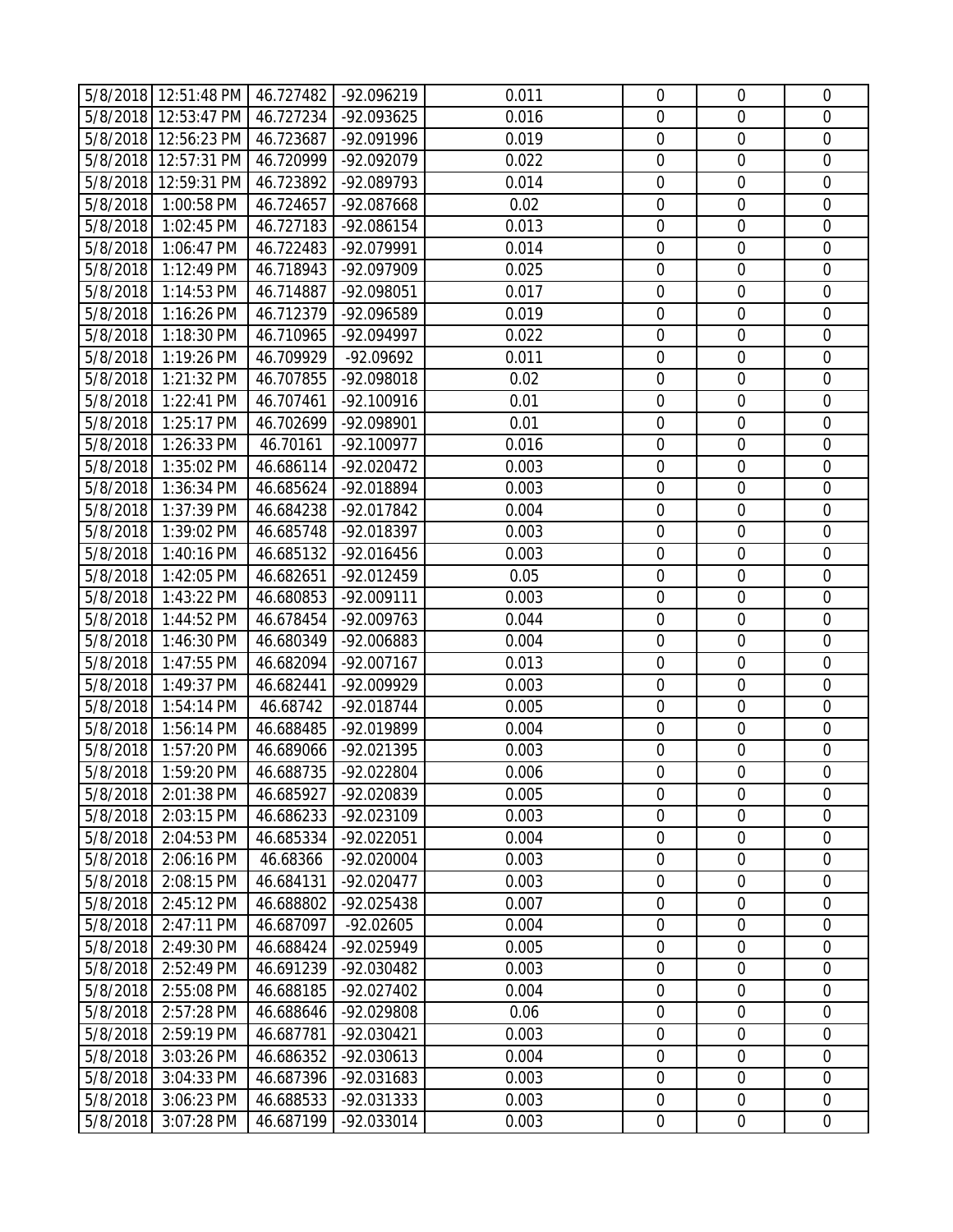| | | | | | | | |
|---|---|---|---|---|---|---|---|
| 5/8/2018 | 12:51:48 PM | 46.727482 | -92.096219 | 0.011 | 0 | 0 | 0 |
| 5/8/2018 | 12:53:47 PM | 46.727234 | -92.093625 | 0.016 | 0 | 0 | 0 |
| 5/8/2018 | 12:56:23 PM | 46.723687 | -92.091996 | 0.019 | 0 | 0 | 0 |
| 5/8/2018 | 12:57:31 PM | 46.720999 | -92.092079 | 0.022 | 0 | 0 | 0 |
| 5/8/2018 | 12:59:31 PM | 46.723892 | -92.089793 | 0.014 | 0 | 0 | 0 |
| 5/8/2018 | 1:00:58 PM | 46.724657 | -92.087668 | 0.02 | 0 | 0 | 0 |
| 5/8/2018 | 1:02:45 PM | 46.727183 | -92.086154 | 0.013 | 0 | 0 | 0 |
| 5/8/2018 | 1:06:47 PM | 46.722483 | -92.079991 | 0.014 | 0 | 0 | 0 |
| 5/8/2018 | 1:12:49 PM | 46.718943 | -92.097909 | 0.025 | 0 | 0 | 0 |
| 5/8/2018 | 1:14:53 PM | 46.714887 | -92.098051 | 0.017 | 0 | 0 | 0 |
| 5/8/2018 | 1:16:26 PM | 46.712379 | -92.096589 | 0.019 | 0 | 0 | 0 |
| 5/8/2018 | 1:18:30 PM | 46.710965 | -92.094997 | 0.022 | 0 | 0 | 0 |
| 5/8/2018 | 1:19:26 PM | 46.709929 | -92.09692 | 0.011 | 0 | 0 | 0 |
| 5/8/2018 | 1:21:32 PM | 46.707855 | -92.098018 | 0.02 | 0 | 0 | 0 |
| 5/8/2018 | 1:22:41 PM | 46.707461 | -92.100916 | 0.01 | 0 | 0 | 0 |
| 5/8/2018 | 1:25:17 PM | 46.702699 | -92.098901 | 0.01 | 0 | 0 | 0 |
| 5/8/2018 | 1:26:33 PM | 46.70161 | -92.100977 | 0.016 | 0 | 0 | 0 |
| 5/8/2018 | 1:35:02 PM | 46.686114 | -92.020472 | 0.003 | 0 | 0 | 0 |
| 5/8/2018 | 1:36:34 PM | 46.685624 | -92.018894 | 0.003 | 0 | 0 | 0 |
| 5/8/2018 | 1:37:39 PM | 46.684238 | -92.017842 | 0.004 | 0 | 0 | 0 |
| 5/8/2018 | 1:39:02 PM | 46.685748 | -92.018397 | 0.003 | 0 | 0 | 0 |
| 5/8/2018 | 1:40:16 PM | 46.685132 | -92.016456 | 0.003 | 0 | 0 | 0 |
| 5/8/2018 | 1:42:05 PM | 46.682651 | -92.012459 | 0.05 | 0 | 0 | 0 |
| 5/8/2018 | 1:43:22 PM | 46.680853 | -92.009111 | 0.003 | 0 | 0 | 0 |
| 5/8/2018 | 1:44:52 PM | 46.678454 | -92.009763 | 0.044 | 0 | 0 | 0 |
| 5/8/2018 | 1:46:30 PM | 46.680349 | -92.006883 | 0.004 | 0 | 0 | 0 |
| 5/8/2018 | 1:47:55 PM | 46.682094 | -92.007167 | 0.013 | 0 | 0 | 0 |
| 5/8/2018 | 1:49:37 PM | 46.682441 | -92.009929 | 0.003 | 0 | 0 | 0 |
| 5/8/2018 | 1:54:14 PM | 46.68742 | -92.018744 | 0.005 | 0 | 0 | 0 |
| 5/8/2018 | 1:56:14 PM | 46.688485 | -92.019899 | 0.004 | 0 | 0 | 0 |
| 5/8/2018 | 1:57:20 PM | 46.689066 | -92.021395 | 0.003 | 0 | 0 | 0 |
| 5/8/2018 | 1:59:20 PM | 46.688735 | -92.022804 | 0.006 | 0 | 0 | 0 |
| 5/8/2018 | 2:01:38 PM | 46.685927 | -92.020839 | 0.005 | 0 | 0 | 0 |
| 5/8/2018 | 2:03:15 PM | 46.686233 | -92.023109 | 0.003 | 0 | 0 | 0 |
| 5/8/2018 | 2:04:53 PM | 46.685334 | -92.022051 | 0.004 | 0 | 0 | 0 |
| 5/8/2018 | 2:06:16 PM | 46.68366 | -92.020004 | 0.003 | 0 | 0 | 0 |
| 5/8/2018 | 2:08:15 PM | 46.684131 | -92.020477 | 0.003 | 0 | 0 | 0 |
| 5/8/2018 | 2:45:12 PM | 46.688802 | -92.025438 | 0.007 | 0 | 0 | 0 |
| 5/8/2018 | 2:47:11 PM | 46.687097 | -92.02605 | 0.004 | 0 | 0 | 0 |
| 5/8/2018 | 2:49:30 PM | 46.688424 | -92.025949 | 0.005 | 0 | 0 | 0 |
| 5/8/2018 | 2:52:49 PM | 46.691239 | -92.030482 | 0.003 | 0 | 0 | 0 |
| 5/8/2018 | 2:55:08 PM | 46.688185 | -92.027402 | 0.004 | 0 | 0 | 0 |
| 5/8/2018 | 2:57:28 PM | 46.688646 | -92.029808 | 0.06 | 0 | 0 | 0 |
| 5/8/2018 | 2:59:19 PM | 46.687781 | -92.030421 | 0.003 | 0 | 0 | 0 |
| 5/8/2018 | 3:03:26 PM | 46.686352 | -92.030613 | 0.004 | 0 | 0 | 0 |
| 5/8/2018 | 3:04:33 PM | 46.687396 | -92.031683 | 0.003 | 0 | 0 | 0 |
| 5/8/2018 | 3:06:23 PM | 46.688533 | -92.031333 | 0.003 | 0 | 0 | 0 |
| 5/8/2018 | 3:07:28 PM | 46.687199 | -92.033014 | 0.003 | 0 | 0 | 0 |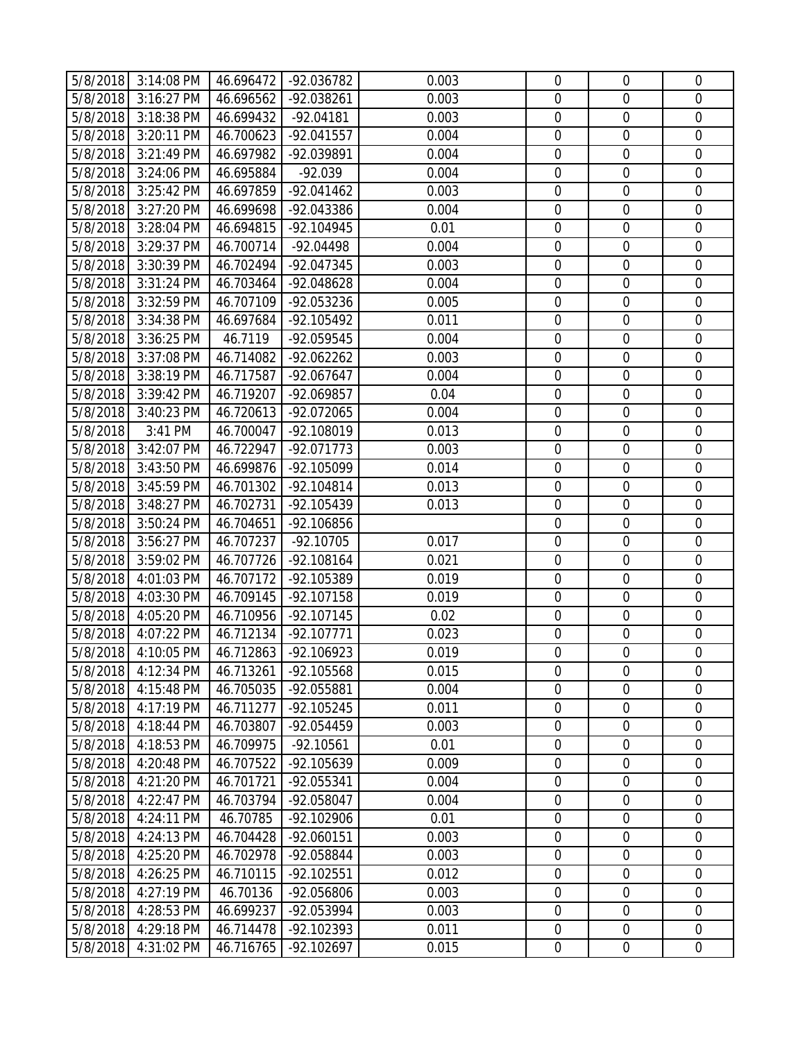| | | | | | | | |
|---|---|---|---|---|---|---|---|
| 5/8/2018 | 3:14:08 PM | 46.696472 | -92.036782 | 0.003 | 0 | 0 | 0 |
| 5/8/2018 | 3:16:27 PM | 46.696562 | -92.038261 | 0.003 | 0 | 0 | 0 |
| 5/8/2018 | 3:18:38 PM | 46.699432 | -92.04181 | 0.003 | 0 | 0 | 0 |
| 5/8/2018 | 3:20:11 PM | 46.700623 | -92.041557 | 0.004 | 0 | 0 | 0 |
| 5/8/2018 | 3:21:49 PM | 46.697982 | -92.039891 | 0.004 | 0 | 0 | 0 |
| 5/8/2018 | 3:24:06 PM | 46.695884 | -92.039 | 0.004 | 0 | 0 | 0 |
| 5/8/2018 | 3:25:42 PM | 46.697859 | -92.041462 | 0.003 | 0 | 0 | 0 |
| 5/8/2018 | 3:27:20 PM | 46.699698 | -92.043386 | 0.004 | 0 | 0 | 0 |
| 5/8/2018 | 3:28:04 PM | 46.694815 | -92.104945 | 0.01 | 0 | 0 | 0 |
| 5/8/2018 | 3:29:37 PM | 46.700714 | -92.04498 | 0.004 | 0 | 0 | 0 |
| 5/8/2018 | 3:30:39 PM | 46.702494 | -92.047345 | 0.003 | 0 | 0 | 0 |
| 5/8/2018 | 3:31:24 PM | 46.703464 | -92.048628 | 0.004 | 0 | 0 | 0 |
| 5/8/2018 | 3:32:59 PM | 46.707109 | -92.053236 | 0.005 | 0 | 0 | 0 |
| 5/8/2018 | 3:34:38 PM | 46.697684 | -92.105492 | 0.011 | 0 | 0 | 0 |
| 5/8/2018 | 3:36:25 PM | 46.7119 | -92.059545 | 0.004 | 0 | 0 | 0 |
| 5/8/2018 | 3:37:08 PM | 46.714082 | -92.062262 | 0.003 | 0 | 0 | 0 |
| 5/8/2018 | 3:38:19 PM | 46.717587 | -92.067647 | 0.004 | 0 | 0 | 0 |
| 5/8/2018 | 3:39:42 PM | 46.719207 | -92.069857 | 0.04 | 0 | 0 | 0 |
| 5/8/2018 | 3:40:23 PM | 46.720613 | -92.072065 | 0.004 | 0 | 0 | 0 |
| 5/8/2018 | 3:41 PM | 46.700047 | -92.108019 | 0.013 | 0 | 0 | 0 |
| 5/8/2018 | 3:42:07 PM | 46.722947 | -92.071773 | 0.003 | 0 | 0 | 0 |
| 5/8/2018 | 3:43:50 PM | 46.699876 | -92.105099 | 0.014 | 0 | 0 | 0 |
| 5/8/2018 | 3:45:59 PM | 46.701302 | -92.104814 | 0.013 | 0 | 0 | 0 |
| 5/8/2018 | 3:48:27 PM | 46.702731 | -92.105439 | 0.013 | 0 | 0 | 0 |
| 5/8/2018 | 3:50:24 PM | 46.704651 | -92.106856 | | 0 | 0 | 0 |
| 5/8/2018 | 3:56:27 PM | 46.707237 | -92.10705 | 0.017 | 0 | 0 | 0 |
| 5/8/2018 | 3:59:02 PM | 46.707726 | -92.108164 | 0.021 | 0 | 0 | 0 |
| 5/8/2018 | 4:01:03 PM | 46.707172 | -92.105389 | 0.019 | 0 | 0 | 0 |
| 5/8/2018 | 4:03:30 PM | 46.709145 | -92.107158 | 0.019 | 0 | 0 | 0 |
| 5/8/2018 | 4:05:20 PM | 46.710956 | -92.107145 | 0.02 | 0 | 0 | 0 |
| 5/8/2018 | 4:07:22 PM | 46.712134 | -92.107771 | 0.023 | 0 | 0 | 0 |
| 5/8/2018 | 4:10:05 PM | 46.712863 | -92.106923 | 0.019 | 0 | 0 | 0 |
| 5/8/2018 | 4:12:34 PM | 46.713261 | -92.105568 | 0.015 | 0 | 0 | 0 |
| 5/8/2018 | 4:15:48 PM | 46.705035 | -92.055881 | 0.004 | 0 | 0 | 0 |
| 5/8/2018 | 4:17:19 PM | 46.711277 | -92.105245 | 0.011 | 0 | 0 | 0 |
| 5/8/2018 | 4:18:44 PM | 46.703807 | -92.054459 | 0.003 | 0 | 0 | 0 |
| 5/8/2018 | 4:18:53 PM | 46.709975 | -92.10561 | 0.01 | 0 | 0 | 0 |
| 5/8/2018 | 4:20:48 PM | 46.707522 | -92.105639 | 0.009 | 0 | 0 | 0 |
| 5/8/2018 | 4:21:20 PM | 46.701721 | -92.055341 | 0.004 | 0 | 0 | 0 |
| 5/8/2018 | 4:22:47 PM | 46.703794 | -92.058047 | 0.004 | 0 | 0 | 0 |
| 5/8/2018 | 4:24:11 PM | 46.70785 | -92.102906 | 0.01 | 0 | 0 | 0 |
| 5/8/2018 | 4:24:13 PM | 46.704428 | -92.060151 | 0.003 | 0 | 0 | 0 |
| 5/8/2018 | 4:25:20 PM | 46.702978 | -92.058844 | 0.003 | 0 | 0 | 0 |
| 5/8/2018 | 4:26:25 PM | 46.710115 | -92.102551 | 0.012 | 0 | 0 | 0 |
| 5/8/2018 | 4:27:19 PM | 46.70136 | -92.056806 | 0.003 | 0 | 0 | 0 |
| 5/8/2018 | 4:28:53 PM | 46.699237 | -92.053994 | 0.003 | 0 | 0 | 0 |
| 5/8/2018 | 4:29:18 PM | 46.714478 | -92.102393 | 0.011 | 0 | 0 | 0 |
| 5/8/2018 | 4:31:02 PM | 46.716765 | -92.102697 | 0.015 | 0 | 0 | 0 |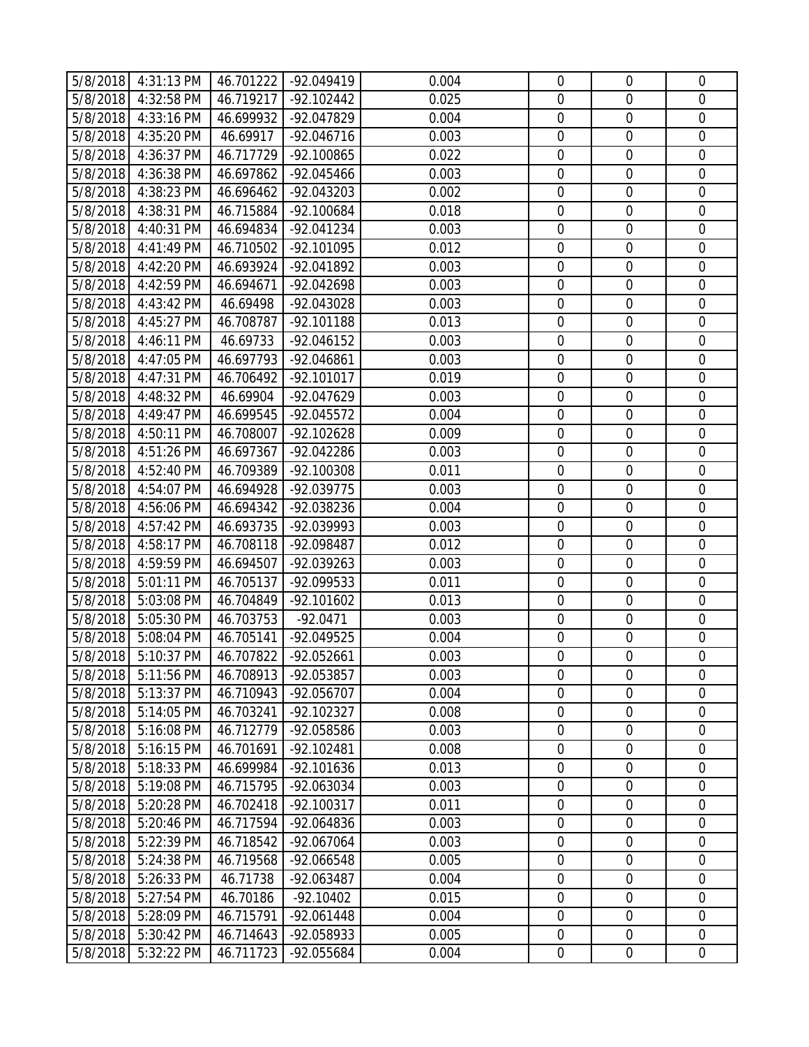| | | | | | | | |
|---|---|---|---|---|---|---|---|
| 5/8/2018 | 4:31:13 PM | 46.701222 | -92.049419 | 0.004 | 0 | 0 | 0 |
| 5/8/2018 | 4:32:58 PM | 46.719217 | -92.102442 | 0.025 | 0 | 0 | 0 |
| 5/8/2018 | 4:33:16 PM | 46.699932 | -92.047829 | 0.004 | 0 | 0 | 0 |
| 5/8/2018 | 4:35:20 PM | 46.69917 | -92.046716 | 0.003 | 0 | 0 | 0 |
| 5/8/2018 | 4:36:37 PM | 46.717729 | -92.100865 | 0.022 | 0 | 0 | 0 |
| 5/8/2018 | 4:36:38 PM | 46.697862 | -92.045466 | 0.003 | 0 | 0 | 0 |
| 5/8/2018 | 4:38:23 PM | 46.696462 | -92.043203 | 0.002 | 0 | 0 | 0 |
| 5/8/2018 | 4:38:31 PM | 46.715884 | -92.100684 | 0.018 | 0 | 0 | 0 |
| 5/8/2018 | 4:40:31 PM | 46.694834 | -92.041234 | 0.003 | 0 | 0 | 0 |
| 5/8/2018 | 4:41:49 PM | 46.710502 | -92.101095 | 0.012 | 0 | 0 | 0 |
| 5/8/2018 | 4:42:20 PM | 46.693924 | -92.041892 | 0.003 | 0 | 0 | 0 |
| 5/8/2018 | 4:42:59 PM | 46.694671 | -92.042698 | 0.003 | 0 | 0 | 0 |
| 5/8/2018 | 4:43:42 PM | 46.69498 | -92.043028 | 0.003 | 0 | 0 | 0 |
| 5/8/2018 | 4:45:27 PM | 46.708787 | -92.101188 | 0.013 | 0 | 0 | 0 |
| 5/8/2018 | 4:46:11 PM | 46.69733 | -92.046152 | 0.003 | 0 | 0 | 0 |
| 5/8/2018 | 4:47:05 PM | 46.697793 | -92.046861 | 0.003 | 0 | 0 | 0 |
| 5/8/2018 | 4:47:31 PM | 46.706492 | -92.101017 | 0.019 | 0 | 0 | 0 |
| 5/8/2018 | 4:48:32 PM | 46.69904 | -92.047629 | 0.003 | 0 | 0 | 0 |
| 5/8/2018 | 4:49:47 PM | 46.699545 | -92.045572 | 0.004 | 0 | 0 | 0 |
| 5/8/2018 | 4:50:11 PM | 46.708007 | -92.102628 | 0.009 | 0 | 0 | 0 |
| 5/8/2018 | 4:51:26 PM | 46.697367 | -92.042286 | 0.003 | 0 | 0 | 0 |
| 5/8/2018 | 4:52:40 PM | 46.709389 | -92.100308 | 0.011 | 0 | 0 | 0 |
| 5/8/2018 | 4:54:07 PM | 46.694928 | -92.039775 | 0.003 | 0 | 0 | 0 |
| 5/8/2018 | 4:56:06 PM | 46.694342 | -92.038236 | 0.004 | 0 | 0 | 0 |
| 5/8/2018 | 4:57:42 PM | 46.693735 | -92.039993 | 0.003 | 0 | 0 | 0 |
| 5/8/2018 | 4:58:17 PM | 46.708118 | -92.098487 | 0.012 | 0 | 0 | 0 |
| 5/8/2018 | 4:59:59 PM | 46.694507 | -92.039263 | 0.003 | 0 | 0 | 0 |
| 5/8/2018 | 5:01:11 PM | 46.705137 | -92.099533 | 0.011 | 0 | 0 | 0 |
| 5/8/2018 | 5:03:08 PM | 46.704849 | -92.101602 | 0.013 | 0 | 0 | 0 |
| 5/8/2018 | 5:05:30 PM | 46.703753 | -92.0471 | 0.003 | 0 | 0 | 0 |
| 5/8/2018 | 5:08:04 PM | 46.705141 | -92.049525 | 0.004 | 0 | 0 | 0 |
| 5/8/2018 | 5:10:37 PM | 46.707822 | -92.052661 | 0.003 | 0 | 0 | 0 |
| 5/8/2018 | 5:11:56 PM | 46.708913 | -92.053857 | 0.003 | 0 | 0 | 0 |
| 5/8/2018 | 5:13:37 PM | 46.710943 | -92.056707 | 0.004 | 0 | 0 | 0 |
| 5/8/2018 | 5:14:05 PM | 46.703241 | -92.102327 | 0.008 | 0 | 0 | 0 |
| 5/8/2018 | 5:16:08 PM | 46.712779 | -92.058586 | 0.003 | 0 | 0 | 0 |
| 5/8/2018 | 5:16:15 PM | 46.701691 | -92.102481 | 0.008 | 0 | 0 | 0 |
| 5/8/2018 | 5:18:33 PM | 46.699984 | -92.101636 | 0.013 | 0 | 0 | 0 |
| 5/8/2018 | 5:19:08 PM | 46.715795 | -92.063034 | 0.003 | 0 | 0 | 0 |
| 5/8/2018 | 5:20:28 PM | 46.702418 | -92.100317 | 0.011 | 0 | 0 | 0 |
| 5/8/2018 | 5:20:46 PM | 46.717594 | -92.064836 | 0.003 | 0 | 0 | 0 |
| 5/8/2018 | 5:22:39 PM | 46.718542 | -92.067064 | 0.003 | 0 | 0 | 0 |
| 5/8/2018 | 5:24:38 PM | 46.719568 | -92.066548 | 0.005 | 0 | 0 | 0 |
| 5/8/2018 | 5:26:33 PM | 46.71738 | -92.063487 | 0.004 | 0 | 0 | 0 |
| 5/8/2018 | 5:27:54 PM | 46.70186 | -92.10402 | 0.015 | 0 | 0 | 0 |
| 5/8/2018 | 5:28:09 PM | 46.715791 | -92.061448 | 0.004 | 0 | 0 | 0 |
| 5/8/2018 | 5:30:42 PM | 46.714643 | -92.058933 | 0.005 | 0 | 0 | 0 |
| 5/8/2018 | 5:32:22 PM | 46.711723 | -92.055684 | 0.004 | 0 | 0 | 0 |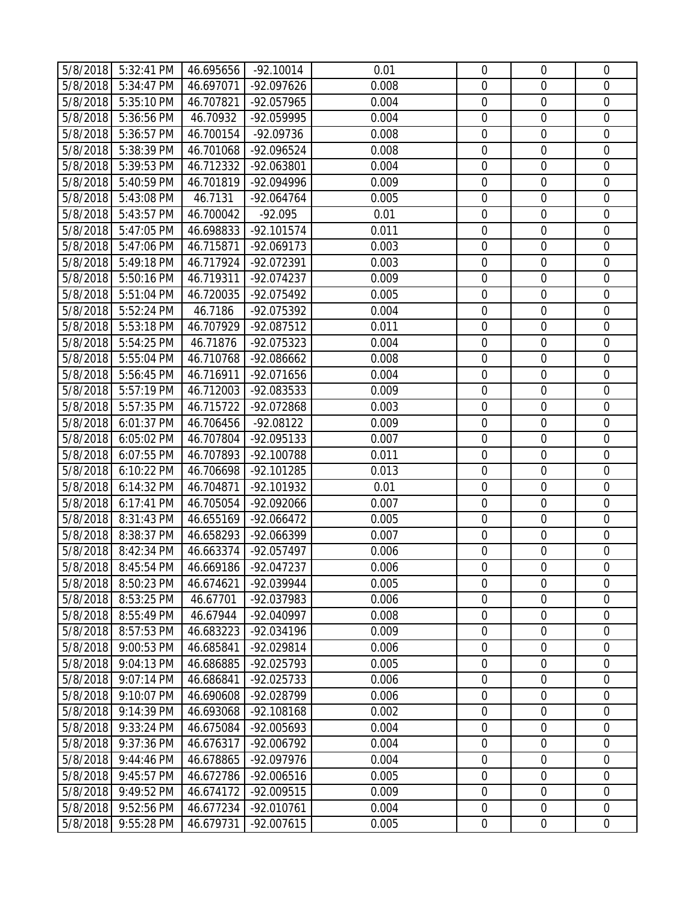| | | | | | | | |
|---|---|---|---|---|---|---|---|
| 5/8/2018 | 5:32:41 PM | 46.695656 | -92.10014 | 0.01 | 0 | 0 | 0 |
| 5/8/2018 | 5:34:47 PM | 46.697071 | -92.097626 | 0.008 | 0 | 0 | 0 |
| 5/8/2018 | 5:35:10 PM | 46.707821 | -92.057965 | 0.004 | 0 | 0 | 0 |
| 5/8/2018 | 5:36:56 PM | 46.70932 | -92.059995 | 0.004 | 0 | 0 | 0 |
| 5/8/2018 | 5:36:57 PM | 46.700154 | -92.09736 | 0.008 | 0 | 0 | 0 |
| 5/8/2018 | 5:38:39 PM | 46.701068 | -92.096524 | 0.008 | 0 | 0 | 0 |
| 5/8/2018 | 5:39:53 PM | 46.712332 | -92.063801 | 0.004 | 0 | 0 | 0 |
| 5/8/2018 | 5:40:59 PM | 46.701819 | -92.094996 | 0.009 | 0 | 0 | 0 |
| 5/8/2018 | 5:43:08 PM | 46.7131 | -92.064764 | 0.005 | 0 | 0 | 0 |
| 5/8/2018 | 5:43:57 PM | 46.700042 | -92.095 | 0.01 | 0 | 0 | 0 |
| 5/8/2018 | 5:47:05 PM | 46.698833 | -92.101574 | 0.011 | 0 | 0 | 0 |
| 5/8/2018 | 5:47:06 PM | 46.715871 | -92.069173 | 0.003 | 0 | 0 | 0 |
| 5/8/2018 | 5:49:18 PM | 46.717924 | -92.072391 | 0.003 | 0 | 0 | 0 |
| 5/8/2018 | 5:50:16 PM | 46.719311 | -92.074237 | 0.009 | 0 | 0 | 0 |
| 5/8/2018 | 5:51:04 PM | 46.720035 | -92.075492 | 0.005 | 0 | 0 | 0 |
| 5/8/2018 | 5:52:24 PM | 46.7186 | -92.075392 | 0.004 | 0 | 0 | 0 |
| 5/8/2018 | 5:53:18 PM | 46.707929 | -92.087512 | 0.011 | 0 | 0 | 0 |
| 5/8/2018 | 5:54:25 PM | 46.71876 | -92.075323 | 0.004 | 0 | 0 | 0 |
| 5/8/2018 | 5:55:04 PM | 46.710768 | -92.086662 | 0.008 | 0 | 0 | 0 |
| 5/8/2018 | 5:56:45 PM | 46.716911 | -92.071656 | 0.004 | 0 | 0 | 0 |
| 5/8/2018 | 5:57:19 PM | 46.712003 | -92.083533 | 0.009 | 0 | 0 | 0 |
| 5/8/2018 | 5:57:35 PM | 46.715722 | -92.072868 | 0.003 | 0 | 0 | 0 |
| 5/8/2018 | 6:01:37 PM | 46.706456 | -92.08122 | 0.009 | 0 | 0 | 0 |
| 5/8/2018 | 6:05:02 PM | 46.707804 | -92.095133 | 0.007 | 0 | 0 | 0 |
| 5/8/2018 | 6:07:55 PM | 46.707893 | -92.100788 | 0.011 | 0 | 0 | 0 |
| 5/8/2018 | 6:10:22 PM | 46.706698 | -92.101285 | 0.013 | 0 | 0 | 0 |
| 5/8/2018 | 6:14:32 PM | 46.704871 | -92.101932 | 0.01 | 0 | 0 | 0 |
| 5/8/2018 | 6:17:41 PM | 46.705054 | -92.092066 | 0.007 | 0 | 0 | 0 |
| 5/8/2018 | 8:31:43 PM | 46.655169 | -92.066472 | 0.005 | 0 | 0 | 0 |
| 5/8/2018 | 8:38:37 PM | 46.658293 | -92.066399 | 0.007 | 0 | 0 | 0 |
| 5/8/2018 | 8:42:34 PM | 46.663374 | -92.057497 | 0.006 | 0 | 0 | 0 |
| 5/8/2018 | 8:45:54 PM | 46.669186 | -92.047237 | 0.006 | 0 | 0 | 0 |
| 5/8/2018 | 8:50:23 PM | 46.674621 | -92.039944 | 0.005 | 0 | 0 | 0 |
| 5/8/2018 | 8:53:25 PM | 46.67701 | -92.037983 | 0.006 | 0 | 0 | 0 |
| 5/8/2018 | 8:55:49 PM | 46.67944 | -92.040997 | 0.008 | 0 | 0 | 0 |
| 5/8/2018 | 8:57:53 PM | 46.683223 | -92.034196 | 0.009 | 0 | 0 | 0 |
| 5/8/2018 | 9:00:53 PM | 46.685841 | -92.029814 | 0.006 | 0 | 0 | 0 |
| 5/8/2018 | 9:04:13 PM | 46.686885 | -92.025793 | 0.005 | 0 | 0 | 0 |
| 5/8/2018 | 9:07:14 PM | 46.686841 | -92.025733 | 0.006 | 0 | 0 | 0 |
| 5/8/2018 | 9:10:07 PM | 46.690608 | -92.028799 | 0.006 | 0 | 0 | 0 |
| 5/8/2018 | 9:14:39 PM | 46.693068 | -92.108168 | 0.002 | 0 | 0 | 0 |
| 5/8/2018 | 9:33:24 PM | 46.675084 | -92.005693 | 0.004 | 0 | 0 | 0 |
| 5/8/2018 | 9:37:36 PM | 46.676317 | -92.006792 | 0.004 | 0 | 0 | 0 |
| 5/8/2018 | 9:44:46 PM | 46.678865 | -92.097976 | 0.004 | 0 | 0 | 0 |
| 5/8/2018 | 9:45:57 PM | 46.672786 | -92.006516 | 0.005 | 0 | 0 | 0 |
| 5/8/2018 | 9:49:52 PM | 46.674172 | -92.009515 | 0.009 | 0 | 0 | 0 |
| 5/8/2018 | 9:52:56 PM | 46.677234 | -92.010761 | 0.004 | 0 | 0 | 0 |
| 5/8/2018 | 9:55:28 PM | 46.679731 | -92.007615 | 0.005 | 0 | 0 | 0 |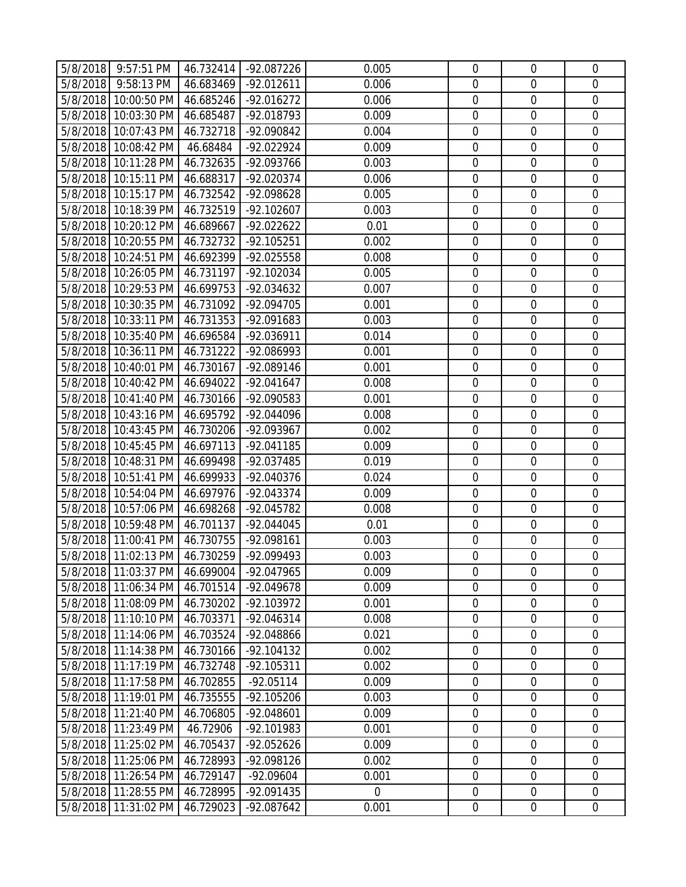| | | | | | | | |
|---|---|---|---|---|---|---|---|
| 5/8/2018 | 9:57:51 PM | 46.732414 | -92.087226 | 0.005 | 0 | 0 | 0 |
| 5/8/2018 | 9:58:13 PM | 46.683469 | -92.012611 | 0.006 | 0 | 0 | 0 |
| 5/8/2018 | 10:00:50 PM | 46.685246 | -92.016272 | 0.006 | 0 | 0 | 0 |
| 5/8/2018 | 10:03:30 PM | 46.685487 | -92.018793 | 0.009 | 0 | 0 | 0 |
| 5/8/2018 | 10:07:43 PM | 46.732718 | -92.090842 | 0.004 | 0 | 0 | 0 |
| 5/8/2018 | 10:08:42 PM | 46.68484 | -92.022924 | 0.009 | 0 | 0 | 0 |
| 5/8/2018 | 10:11:28 PM | 46.732635 | -92.093766 | 0.003 | 0 | 0 | 0 |
| 5/8/2018 | 10:15:11 PM | 46.688317 | -92.020374 | 0.006 | 0 | 0 | 0 |
| 5/8/2018 | 10:15:17 PM | 46.732542 | -92.098628 | 0.005 | 0 | 0 | 0 |
| 5/8/2018 | 10:18:39 PM | 46.732519 | -92.102607 | 0.003 | 0 | 0 | 0 |
| 5/8/2018 | 10:20:12 PM | 46.689667 | -92.022622 | 0.01 | 0 | 0 | 0 |
| 5/8/2018 | 10:20:55 PM | 46.732732 | -92.105251 | 0.002 | 0 | 0 | 0 |
| 5/8/2018 | 10:24:51 PM | 46.692399 | -92.025558 | 0.008 | 0 | 0 | 0 |
| 5/8/2018 | 10:26:05 PM | 46.731197 | -92.102034 | 0.005 | 0 | 0 | 0 |
| 5/8/2018 | 10:29:53 PM | 46.699753 | -92.034632 | 0.007 | 0 | 0 | 0 |
| 5/8/2018 | 10:30:35 PM | 46.731092 | -92.094705 | 0.001 | 0 | 0 | 0 |
| 5/8/2018 | 10:33:11 PM | 46.731353 | -92.091683 | 0.003 | 0 | 0 | 0 |
| 5/8/2018 | 10:35:40 PM | 46.696584 | -92.036911 | 0.014 | 0 | 0 | 0 |
| 5/8/2018 | 10:36:11 PM | 46.731222 | -92.086993 | 0.001 | 0 | 0 | 0 |
| 5/8/2018 | 10:40:01 PM | 46.730167 | -92.089146 | 0.001 | 0 | 0 | 0 |
| 5/8/2018 | 10:40:42 PM | 46.694022 | -92.041647 | 0.008 | 0 | 0 | 0 |
| 5/8/2018 | 10:41:40 PM | 46.730166 | -92.090583 | 0.001 | 0 | 0 | 0 |
| 5/8/2018 | 10:43:16 PM | 46.695792 | -92.044096 | 0.008 | 0 | 0 | 0 |
| 5/8/2018 | 10:43:45 PM | 46.730206 | -92.093967 | 0.002 | 0 | 0 | 0 |
| 5/8/2018 | 10:45:45 PM | 46.697113 | -92.041185 | 0.009 | 0 | 0 | 0 |
| 5/8/2018 | 10:48:31 PM | 46.699498 | -92.037485 | 0.019 | 0 | 0 | 0 |
| 5/8/2018 | 10:51:41 PM | 46.699933 | -92.040376 | 0.024 | 0 | 0 | 0 |
| 5/8/2018 | 10:54:04 PM | 46.697976 | -92.043374 | 0.009 | 0 | 0 | 0 |
| 5/8/2018 | 10:57:06 PM | 46.698268 | -92.045782 | 0.008 | 0 | 0 | 0 |
| 5/8/2018 | 10:59:48 PM | 46.701137 | -92.044045 | 0.01 | 0 | 0 | 0 |
| 5/8/2018 | 11:00:41 PM | 46.730755 | -92.098161 | 0.003 | 0 | 0 | 0 |
| 5/8/2018 | 11:02:13 PM | 46.730259 | -92.099493 | 0.003 | 0 | 0 | 0 |
| 5/8/2018 | 11:03:37 PM | 46.699004 | -92.047965 | 0.009 | 0 | 0 | 0 |
| 5/8/2018 | 11:06:34 PM | 46.701514 | -92.049678 | 0.009 | 0 | 0 | 0 |
| 5/8/2018 | 11:08:09 PM | 46.730202 | -92.103972 | 0.001 | 0 | 0 | 0 |
| 5/8/2018 | 11:10:10 PM | 46.703371 | -92.046314 | 0.008 | 0 | 0 | 0 |
| 5/8/2018 | 11:14:06 PM | 46.703524 | -92.048866 | 0.021 | 0 | 0 | 0 |
| 5/8/2018 | 11:14:38 PM | 46.730166 | -92.104132 | 0.002 | 0 | 0 | 0 |
| 5/8/2018 | 11:17:19 PM | 46.732748 | -92.105311 | 0.002 | 0 | 0 | 0 |
| 5/8/2018 | 11:17:58 PM | 46.702855 | -92.05114 | 0.009 | 0 | 0 | 0 |
| 5/8/2018 | 11:19:01 PM | 46.735555 | -92.105206 | 0.003 | 0 | 0 | 0 |
| 5/8/2018 | 11:21:40 PM | 46.706805 | -92.048601 | 0.009 | 0 | 0 | 0 |
| 5/8/2018 | 11:23:49 PM | 46.72906 | -92.101983 | 0.001 | 0 | 0 | 0 |
| 5/8/2018 | 11:25:02 PM | 46.705437 | -92.052626 | 0.009 | 0 | 0 | 0 |
| 5/8/2018 | 11:25:06 PM | 46.728993 | -92.098126 | 0.002 | 0 | 0 | 0 |
| 5/8/2018 | 11:26:54 PM | 46.729147 | -92.09604 | 0.001 | 0 | 0 | 0 |
| 5/8/2018 | 11:28:55 PM | 46.728995 | -92.091435 | 0 | 0 | 0 | 0 |
| 5/8/2018 | 11:31:02 PM | 46.729023 | -92.087642 | 0.001 | 0 | 0 | 0 |